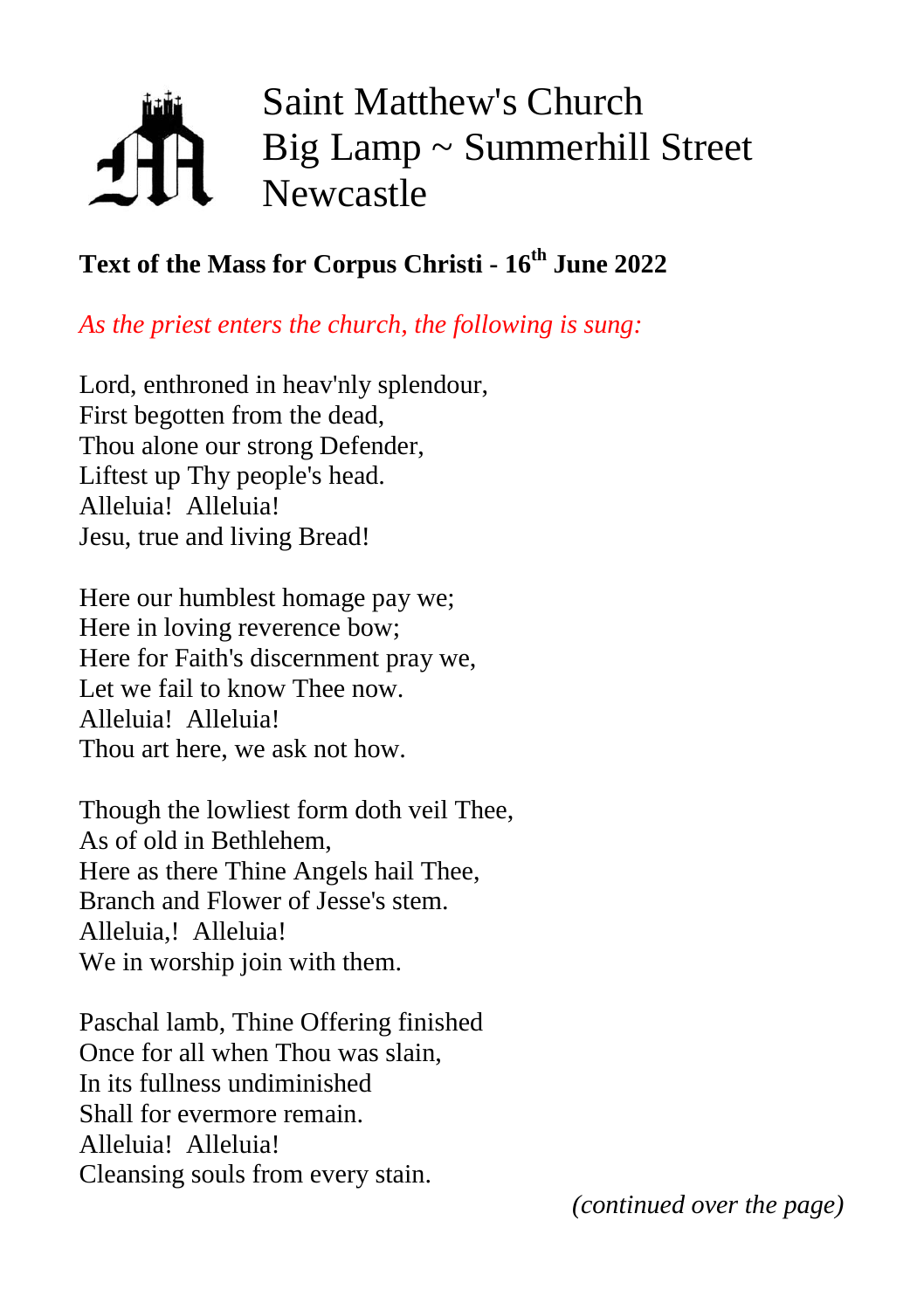# Saint Matthew's Church
# Big Lamp ~ Summerhill Street
# Newcastle

**Text of the Mass for Corpus Christi - 16th June 2022**

*As the priest enters the church, the following is sung:*

Lord, enthroned in heav'nly splendour,
First begotten from the dead,
Thou alone our strong Defender,
Liftest up Thy people's head.
Alleluia! Alleluia!
Jesu, true and living Bread!

Here our humblest homage pay we;
Here in loving reverence bow;
Here for Faith's discernment pray we,
Let we fail to know Thee now.
Alleluia! Alleluia!
Thou art here, we ask not how.

Though the lowliest form doth veil Thee,
As of old in Bethlehem,
Here as there Thine Angels hail Thee,
Branch and Flower of Jesse's stem.
Alleluia,! Alleluia!
We in worship join with them.

Paschal lamb, Thine Offering finished
Once for all when Thou was slain,
In its fullness undiminished
Shall for evermore remain.
Alleluia! Alleluia!
Cleansing souls from every stain.

*(continued over the page)*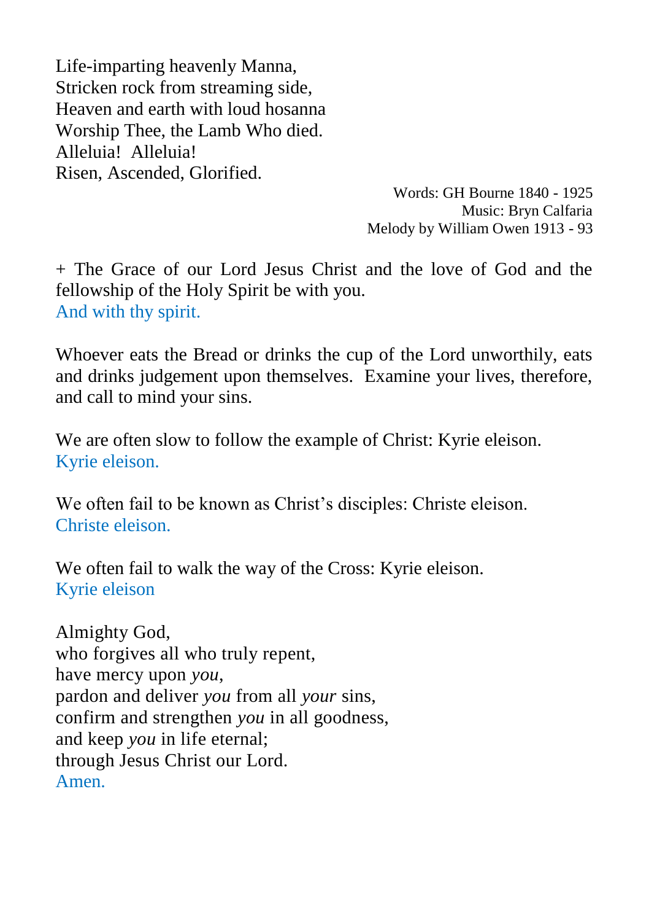Life-imparting heavenly Manna,
Stricken rock from streaming side,
Heaven and earth with loud hosanna
Worship Thee, the Lamb Who died.
Alleluia!  Alleluia!
Risen, Ascended, Glorified.

Words: GH Bourne 1840 - 1925
Music: Bryn Calfaria
Melody by William Owen 1913 - 93

+ The Grace of our Lord Jesus Christ and the love of God and the fellowship of the Holy Spirit be with you.
And with thy spirit.

Whoever eats the Bread or drinks the cup of the Lord unworthily, eats and drinks judgement upon themselves.  Examine your lives, therefore, and call to mind your sins.

We are often slow to follow the example of Christ: Kyrie eleison.
Kyrie eleison.

We often fail to be known as Christ's disciples: Christe eleison.
Christe eleison.

We often fail to walk the way of the Cross: Kyrie eleison.
Kyrie eleison

Almighty God,
who forgives all who truly repent,
have mercy upon *you*,
pardon and deliver *you* from all *your* sins,
confirm and strengthen *you* in all goodness,
and keep *you* in life eternal;
through Jesus Christ our Lord.
Amen.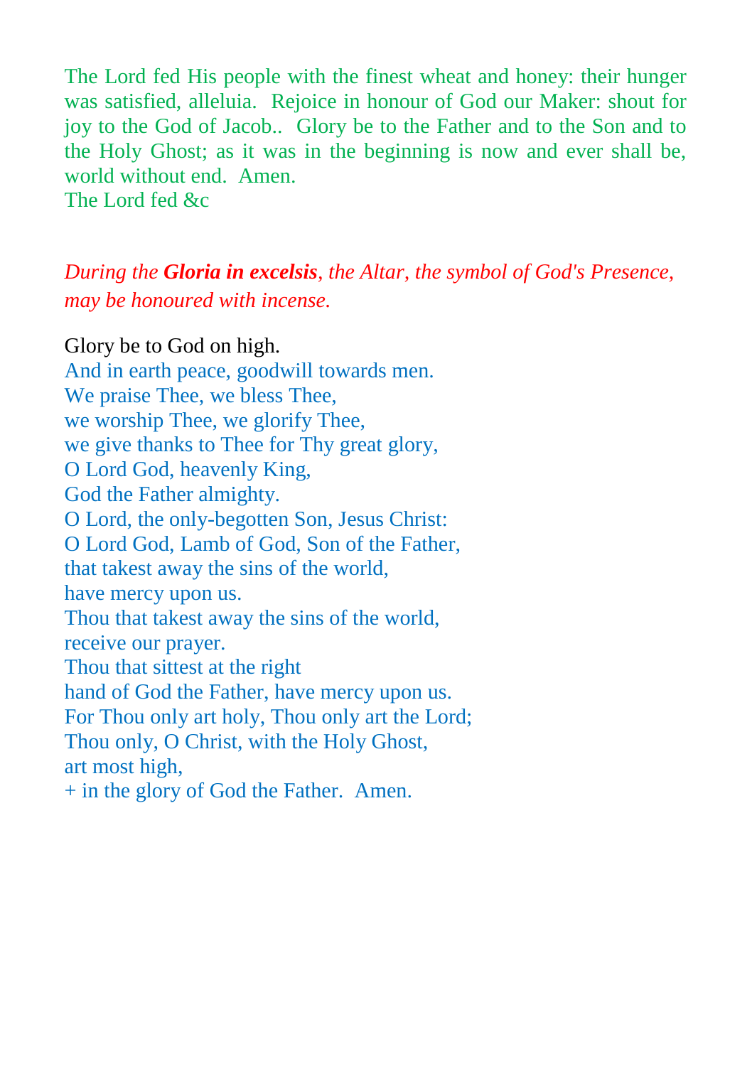The Lord fed His people with the finest wheat and honey: their hunger was satisfied, alleluia.  Rejoice in honour of God our Maker: shout for joy to the God of Jacob..  Glory be to the Father and to the Son and to the Holy Ghost; as it was in the beginning is now and ever shall be, world without end.  Amen.
The Lord fed &c

*During the **Gloria in excelsis**, the Altar, the symbol of God's Presence, may be honoured with incense.*

Glory be to God on high.
And in earth peace, goodwill towards men.
We praise Thee, we bless Thee,
we worship Thee, we glorify Thee,
we give thanks to Thee for Thy great glory,
O Lord God, heavenly King,
God the Father almighty.
O Lord, the only-begotten Son, Jesus Christ:
O Lord God, Lamb of God, Son of the Father,
that takest away the sins of the world,
have mercy upon us.
Thou that takest away the sins of the world,
receive our prayer.
Thou that sittest at the right
hand of God the Father, have mercy upon us.
For Thou only art holy, Thou only art the Lord;
Thou only, O Christ, with the Holy Ghost,
art most high,
+ in the glory of God the Father.  Amen.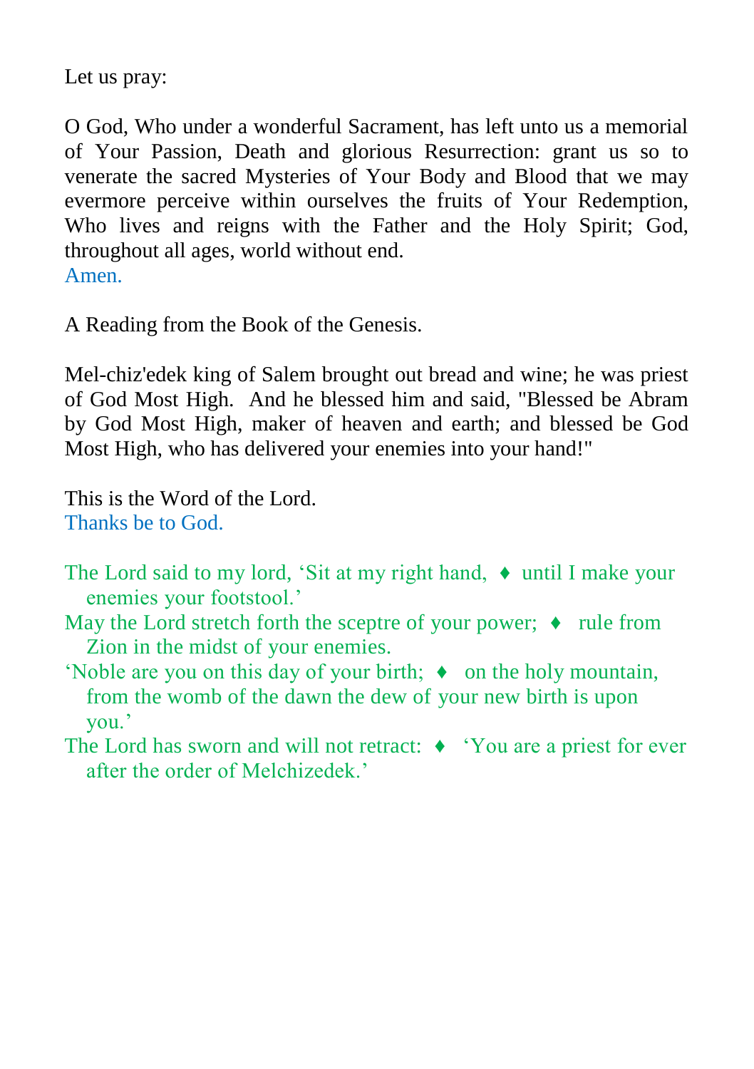Let us pray:

O God, Who under a wonderful Sacrament, has left unto us a memorial of Your Passion, Death and glorious Resurrection: grant us so to venerate the sacred Mysteries of Your Body and Blood that we may evermore perceive within ourselves the fruits of Your Redemption, Who lives and reigns with the Father and the Holy Spirit; God, throughout all ages, world without end.
Amen.

A Reading from the Book of the Genesis.

Mel-chiz'edek king of Salem brought out bread and wine; he was priest of God Most High. And he blessed him and said, "Blessed be Abram by God Most High, maker of heaven and earth; and blessed be God Most High, who has delivered your enemies into your hand!"

This is the Word of the Lord.
Thanks be to God.

The Lord said to my lord, 'Sit at my right hand, ♦ until I make your enemies your footstool.'
May the Lord stretch forth the sceptre of your power; ♦ rule from Zion in the midst of your enemies.
'Noble are you on this day of your birth; ♦ on the holy mountain, from the womb of the dawn the dew of your new birth is upon you.'
The Lord has sworn and will not retract: ♦ 'You are a priest for ever after the order of Melchizedek.'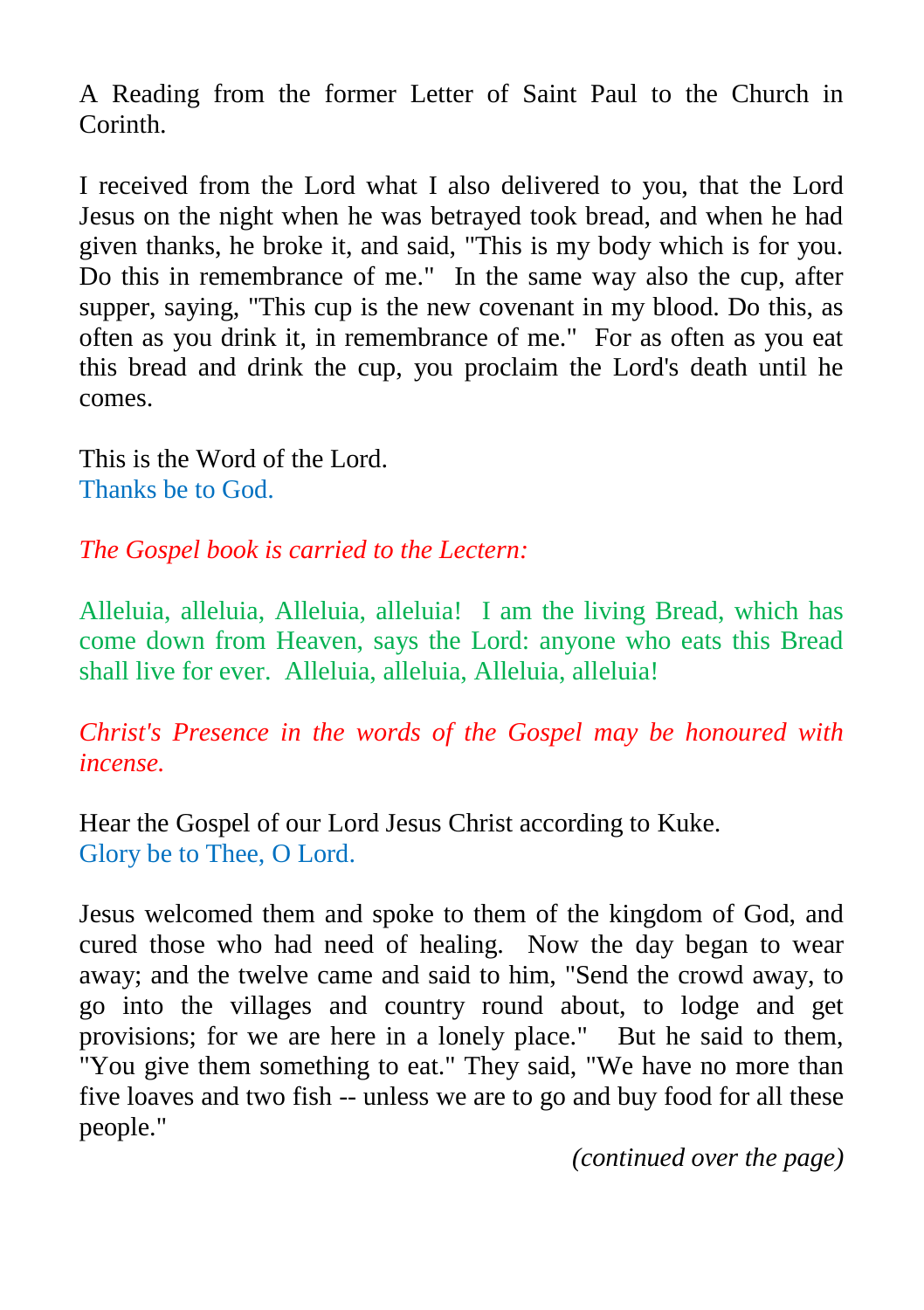A Reading from the former Letter of Saint Paul to the Church in Corinth.

I received from the Lord what I also delivered to you, that the Lord Jesus on the night when he was betrayed took bread, and when he had given thanks, he broke it, and said, "This is my body which is for you. Do this in remembrance of me." In the same way also the cup, after supper, saying, "This cup is the new covenant in my blood. Do this, as often as you drink it, in remembrance of me." For as often as you eat this bread and drink the cup, you proclaim the Lord's death until he comes.

This is the Word of the Lord.
Thanks be to God.

*The Gospel book is carried to the Lectern:*

Alleluia, alleluia, Alleluia, alleluia! I am the living Bread, which has come down from Heaven, says the Lord: anyone who eats this Bread shall live for ever. Alleluia, alleluia, Alleluia, alleluia!

*Christ's Presence in the words of the Gospel may be honoured with incense.*

Hear the Gospel of our Lord Jesus Christ according to Kuke.
Glory be to Thee, O Lord.

Jesus welcomed them and spoke to them of the kingdom of God, and cured those who had need of healing. Now the day began to wear away; and the twelve came and said to him, "Send the crowd away, to go into the villages and country round about, to lodge and get provisions; for we are here in a lonely place." But he said to them, "You give them something to eat." They said, "We have no more than five loaves and two fish -- unless we are to go and buy food for all these people."

*(continued over the page)*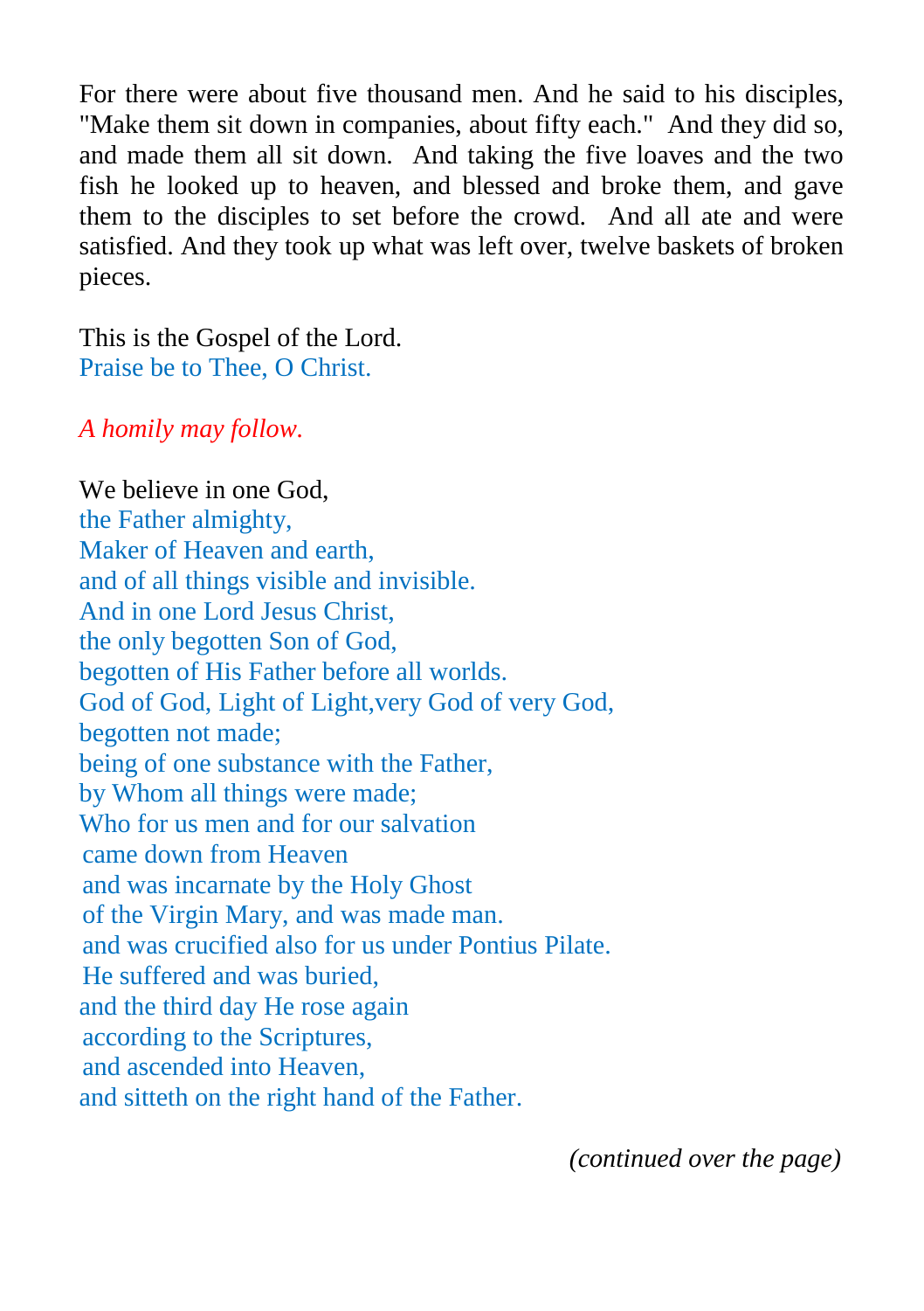For there were about five thousand men. And he said to his disciples, "Make them sit down in companies, about fifty each." And they did so, and made them all sit down. And taking the five loaves and the two fish he looked up to heaven, and blessed and broke them, and gave them to the disciples to set before the crowd. And all ate and were satisfied. And they took up what was left over, twelve baskets of broken pieces.

This is the Gospel of the Lord.
Praise be to Thee, O Christ.

*A homily may follow.*

We believe in one God,
the Father almighty,
Maker of Heaven and earth,
and of all things visible and invisible.
And in one Lord Jesus Christ,
the only begotten Son of God,
begotten of His Father before all worlds.
God of God, Light of Light,very God of very God,
begotten not made;
being of one substance with the Father,
by Whom all things were made;
Who for us men and for our salvation
came down from Heaven
and was incarnate by the Holy Ghost
of the Virgin Mary, and was made man.
and was crucified also for us under Pontius Pilate.
He suffered and was buried,
and the third day He rose again
according to the Scriptures,
and ascended into Heaven,
and sitteth on the right hand of the Father.

*(continued over the page)*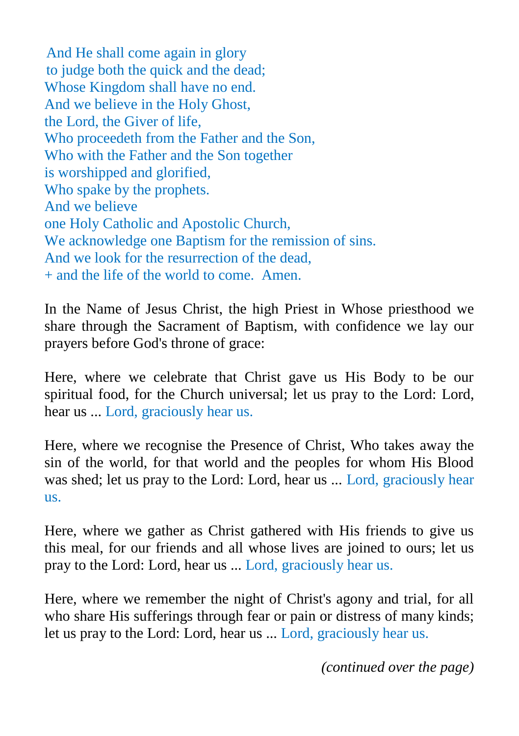And He shall come again in glory
to judge both the quick and the dead;
Whose Kingdom shall have no end.
And we believe in the Holy Ghost,
the Lord, the Giver of life,
Who proceedeth from the Father and the Son,
Who with the Father and the Son together
is worshipped and glorified,
Who spake by the prophets.
And we believe
one Holy Catholic and Apostolic Church,
We acknowledge one Baptism for the remission of sins.
And we look for the resurrection of the dead,
+ and the life of the world to come. Amen.

In the Name of Jesus Christ, the high Priest in Whose priesthood we share through the Sacrament of Baptism, with confidence we lay our prayers before God's throne of grace:

Here, where we celebrate that Christ gave us His Body to be our spiritual food, for the Church universal; let us pray to the Lord: Lord, hear us ... Lord, graciously hear us.

Here, where we recognise the Presence of Christ, Who takes away the sin of the world, for that world and the peoples for whom His Blood was shed; let us pray to the Lord: Lord, hear us ... Lord, graciously hear us.

Here, where we gather as Christ gathered with His friends to give us this meal, for our friends and all whose lives are joined to ours; let us pray to the Lord: Lord, hear us ... Lord, graciously hear us.

Here, where we remember the night of Christ's agony and trial, for all who share His sufferings through fear or pain or distress of many kinds; let us pray to the Lord: Lord, hear us ... Lord, graciously hear us.

*(continued over the page)*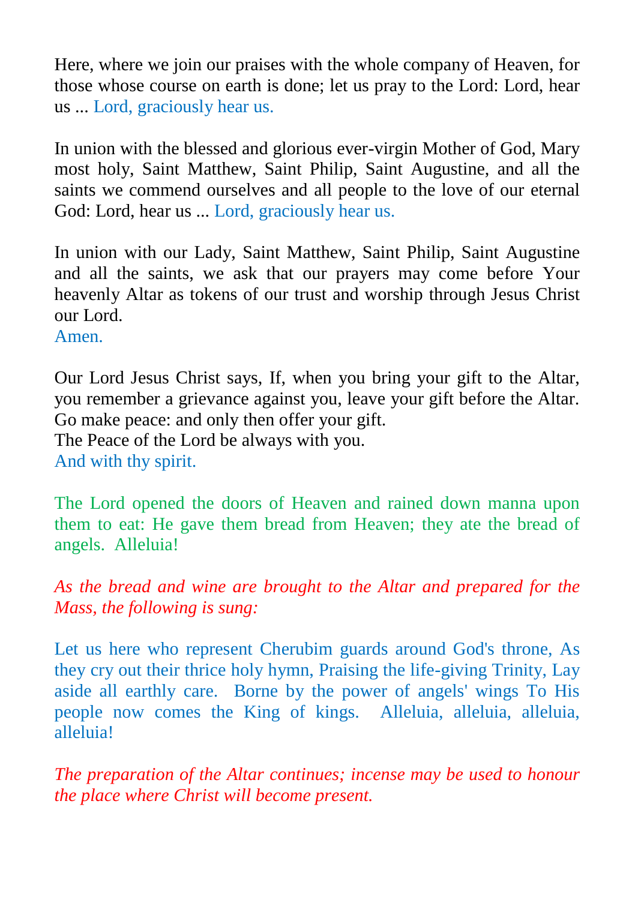Here, where we join our praises with the whole company of Heaven, for those whose course on earth is done; let us pray to the Lord: Lord, hear us ... Lord, graciously hear us.

In union with the blessed and glorious ever-virgin Mother of God, Mary most holy, Saint Matthew, Saint Philip, Saint Augustine, and all the saints we commend ourselves and all people to the love of our eternal God: Lord, hear us ... Lord, graciously hear us.

In union with our Lady, Saint Matthew, Saint Philip, Saint Augustine and all the saints, we ask that our prayers may come before Your heavenly Altar as tokens of our trust and worship through Jesus Christ our Lord.
Amen.

Our Lord Jesus Christ says, If, when you bring your gift to the Altar, you remember a grievance against you, leave your gift before the Altar. Go make peace: and only then offer your gift.
The Peace of the Lord be always with you.
And with thy spirit.

The Lord opened the doors of Heaven and rained down manna upon them to eat: He gave them bread from Heaven; they ate the bread of angels. Alleluia!

*As the bread and wine are brought to the Altar and prepared for the Mass, the following is sung:*

Let us here who represent Cherubim guards around God's throne, As they cry out their thrice holy hymn, Praising the life-giving Trinity, Lay aside all earthly care. Borne by the power of angels' wings To His people now comes the King of kings. Alleluia, alleluia, alleluia, alleluia!

*The preparation of the Altar continues; incense may be used to honour the place where Christ will become present.*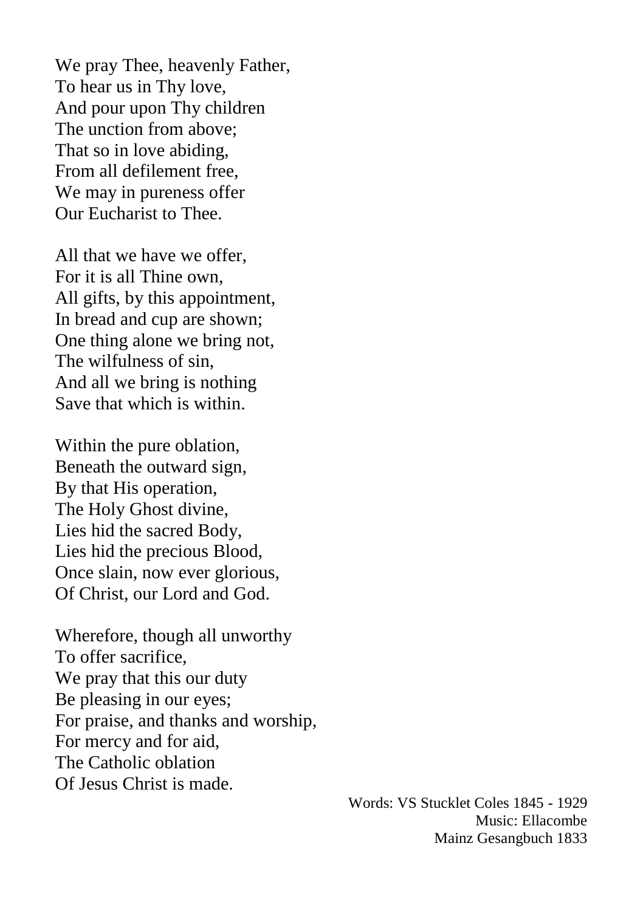We pray Thee, heavenly Father,
To hear us in Thy love,
And pour upon Thy children
The unction from above;
That so in love abiding,
From all defilement free,
We may in pureness offer
Our Eucharist to Thee.

All that we have we offer,
For it is all Thine own,
All gifts, by this appointment,
In bread and cup are shown;
One thing alone we bring not,
The wilfulness of sin,
And all we bring is nothing
Save that which is within.

Within the pure oblation,
Beneath the outward sign,
By that His operation,
The Holy Ghost divine,
Lies hid the sacred Body,
Lies hid the precious Blood,
Once slain, now ever glorious,
Of Christ, our Lord and God.

Wherefore, though all unworthy
To offer sacrifice,
We pray that this our duty
Be pleasing in our eyes;
For praise, and thanks and worship,
For mercy and for aid,
The Catholic oblation
Of Jesus Christ is made.

Words: VS Stucklet Coles 1845 - 1929
Music: Ellacombe
Mainz Gesangbuch 1833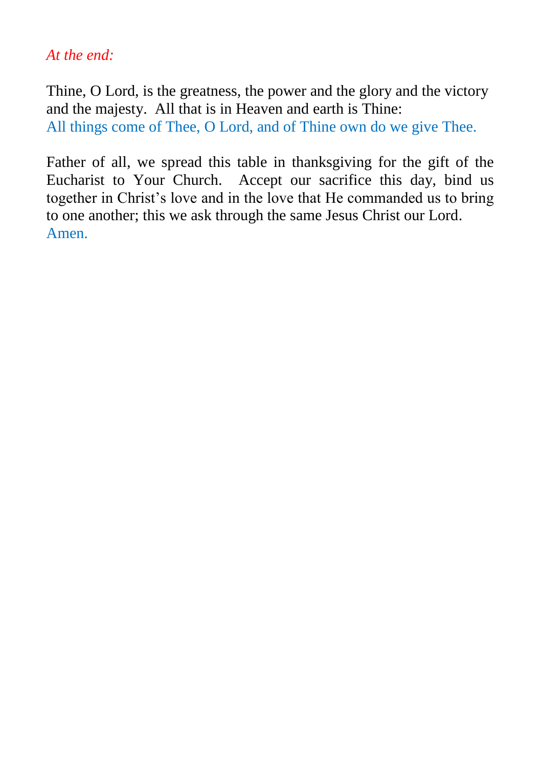*At the end:*

Thine, O Lord, is the greatness, the power and the glory and the victory and the majesty. All that is in Heaven and earth is Thine:
All things come of Thee, O Lord, and of Thine own do we give Thee.

Father of all, we spread this table in thanksgiving for the gift of the Eucharist to Your Church. Accept our sacrifice this day, bind us together in Christ's love and in the love that He commanded us to bring to one another; this we ask through the same Jesus Christ our Lord.
Amen.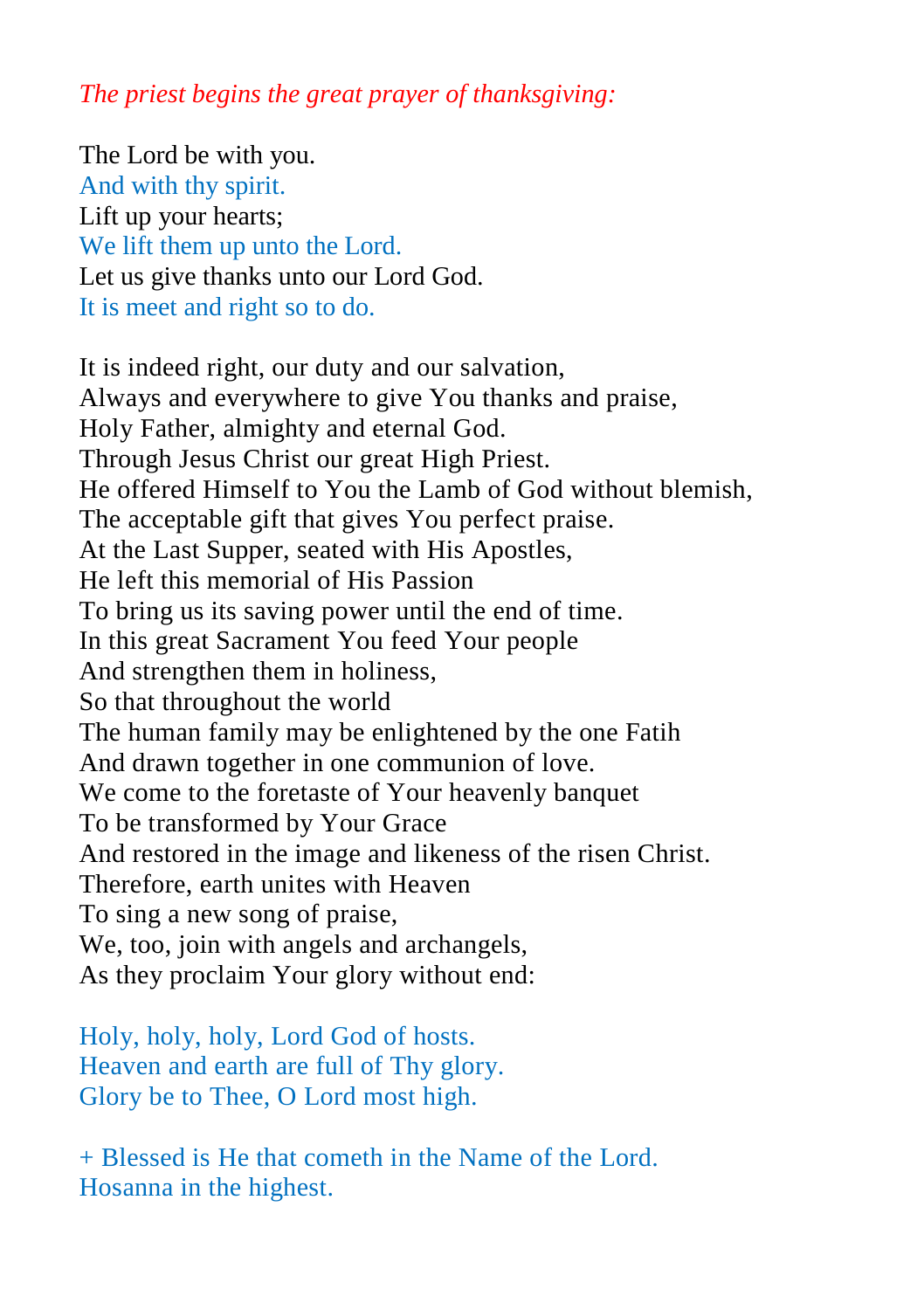*The priest begins the great prayer of thanksgiving:*

The Lord be with you.  
And with thy spirit.  
Lift up your hearts;  
We lift them up unto the Lord.  
Let us give thanks unto our Lord God.  
It is meet and right so to do.

It is indeed right, our duty and our salvation,  
Always and everywhere to give You thanks and praise,  
Holy Father, almighty and eternal God.  
Through Jesus Christ our great High Priest.  
He offered Himself to You the Lamb of God without blemish,  
The acceptable gift that gives You perfect praise.  
At the Last Supper, seated with His Apostles,  
He left this memorial of His Passion  
To bring us its saving power until the end of time.  
In this great Sacrament You feed Your people  
And strengthen them in holiness,  
So that throughout the world  
The human family may be enlightened by the one Fatih  
And drawn together in one communion of love.  
We come to the foretaste of Your heavenly banquet  
To be transformed by Your Grace  
And restored in the image and likeness of the risen Christ.  
Therefore, earth unites with Heaven  
To sing a new song of praise,  
We, too, join with angels and archangels,  
As they proclaim Your glory without end:

Holy, holy, holy, Lord God of hosts.  
Heaven and earth are full of Thy glory.  
Glory be to Thee, O Lord most high.

+ Blessed is He that cometh in the Name of the Lord.  
Hosanna in the highest.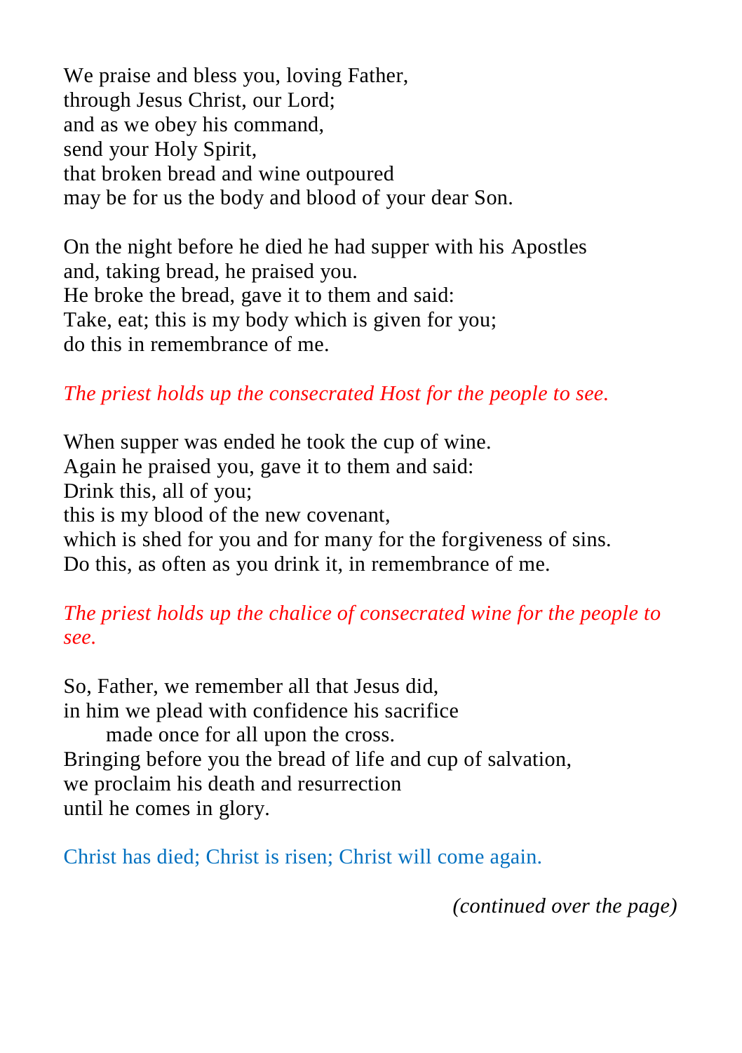We praise and bless you, loving Father,  
through Jesus Christ, our Lord;  
and as we obey his command,  
send your Holy Spirit,  
that broken bread and wine outpoured  
may be for us the body and blood of your dear Son.

On the night before he died he had supper with his Apostles  
and, taking bread, he praised you.  
He broke the bread, gave it to them and said:  
Take, eat; this is my body which is given for you;  
do this in remembrance of me.

*The priest holds up the consecrated Host for the people to see.*

When supper was ended he took the cup of wine.  
Again he praised you, gave it to them and said:  
Drink this, all of you;  
this is my blood of the new covenant,  
which is shed for you and for many for the forgiveness of sins.  
Do this, as often as you drink it, in remembrance of me.

*The priest holds up the chalice of consecrated wine for the people to see.*

So, Father, we remember all that Jesus did,  
in him we plead with confidence his sacrifice  
    made once for all upon the cross.  
Bringing before you the bread of life and cup of salvation,  
we proclaim his death and resurrection  
until he comes in glory.

Christ has died; Christ is risen; Christ will come again.

*(continued over the page)*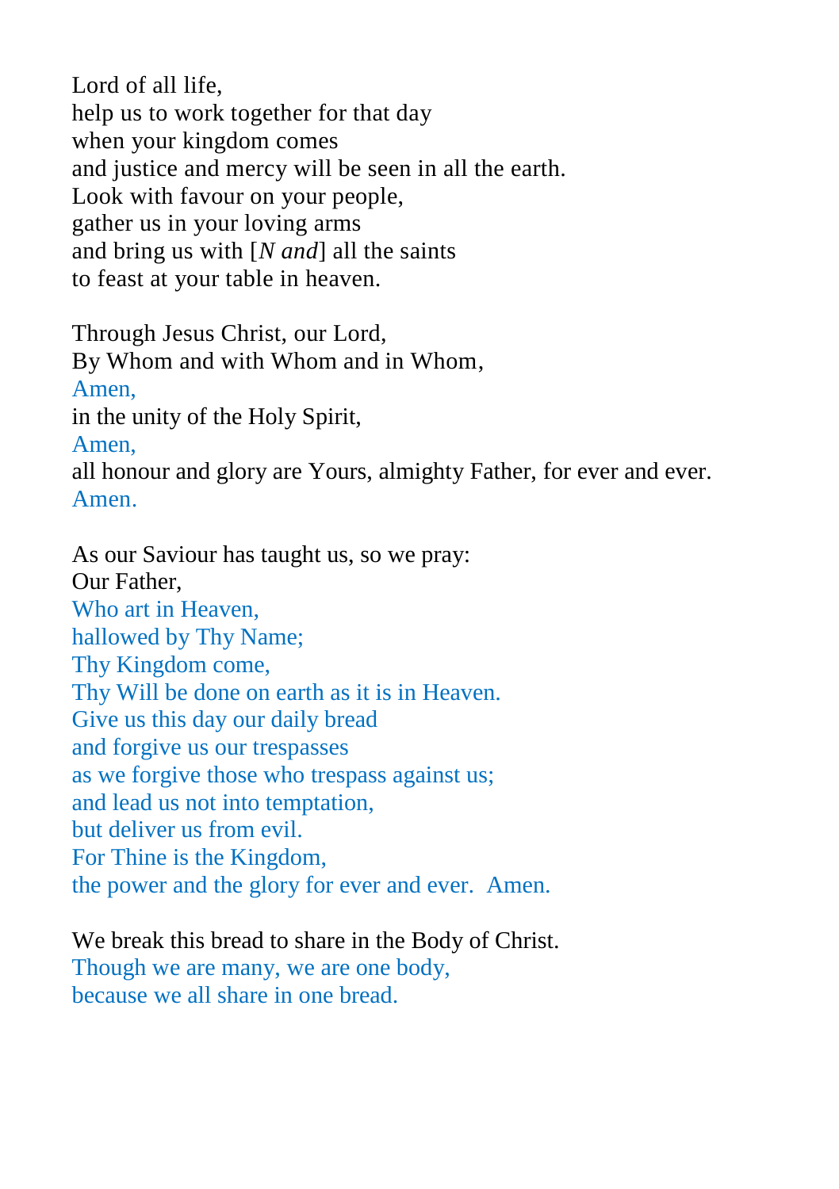Lord of all life,
help us to work together for that day
when your kingdom comes
and justice and mercy will be seen in all the earth.
Look with favour on your people,
gather us in your loving arms
and bring us with [*N and*] all the saints
to feast at your table in heaven.

Through Jesus Christ, our Lord,
By Whom and with Whom and in Whom,
Amen,
in the unity of the Holy Spirit,
Amen,
all honour and glory are Yours, almighty Father, for ever and ever.
Amen.

As our Saviour has taught us, so we pray:
Our Father,
Who art in Heaven,
hallowed by Thy Name;
Thy Kingdom come,
Thy Will be done on earth as it is in Heaven.
Give us this day our daily bread
and forgive us our trespasses
as we forgive those who trespass against us;
and lead us not into temptation,
but deliver us from evil.
For Thine is the Kingdom,
the power and the glory for ever and ever. Amen.

We break this bread to share in the Body of Christ.
Though we are many, we are one body,
because we all share in one bread.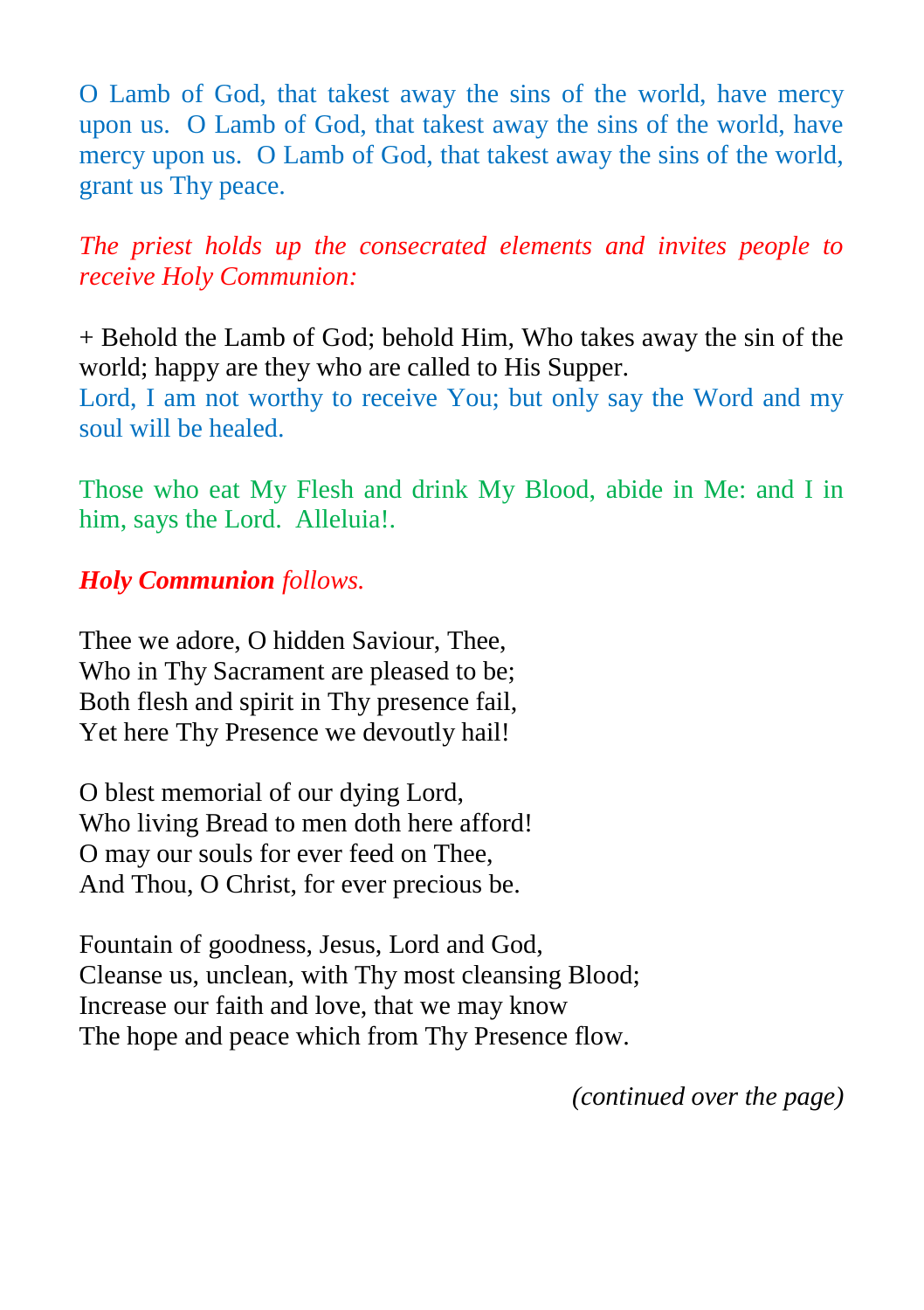O Lamb of God, that takest away the sins of the world, have mercy upon us.  O Lamb of God, that takest away the sins of the world, have mercy upon us.  O Lamb of God, that takest away the sins of the world, grant us Thy peace.

*The priest holds up the consecrated elements and invites people to receive Holy Communion:*

+ Behold the Lamb of God; behold Him, Who takes away the sin of the world; happy are they who are called to His Supper.
Lord, I am not worthy to receive You; but only say the Word and my soul will be healed.

Those who eat My Flesh and drink My Blood, abide in Me: and I in him, says the Lord.  Alleluia!.

***Holy Communion*** *follows.*

Thee we adore, O hidden Saviour, Thee,
Who in Thy Sacrament are pleased to be;
Both flesh and spirit in Thy presence fail,
Yet here Thy Presence we devoutly hail!

O blest memorial of our dying Lord,
Who living Bread to men doth here afford!
O may our souls for ever feed on Thee,
And Thou, O Christ, for ever precious be.

Fountain of goodness, Jesus, Lord and God,
Cleanse us, unclean, with Thy most cleansing Blood;
Increase our faith and love, that we may know
The hope and peace which from Thy Presence flow.

*(continued over the page)*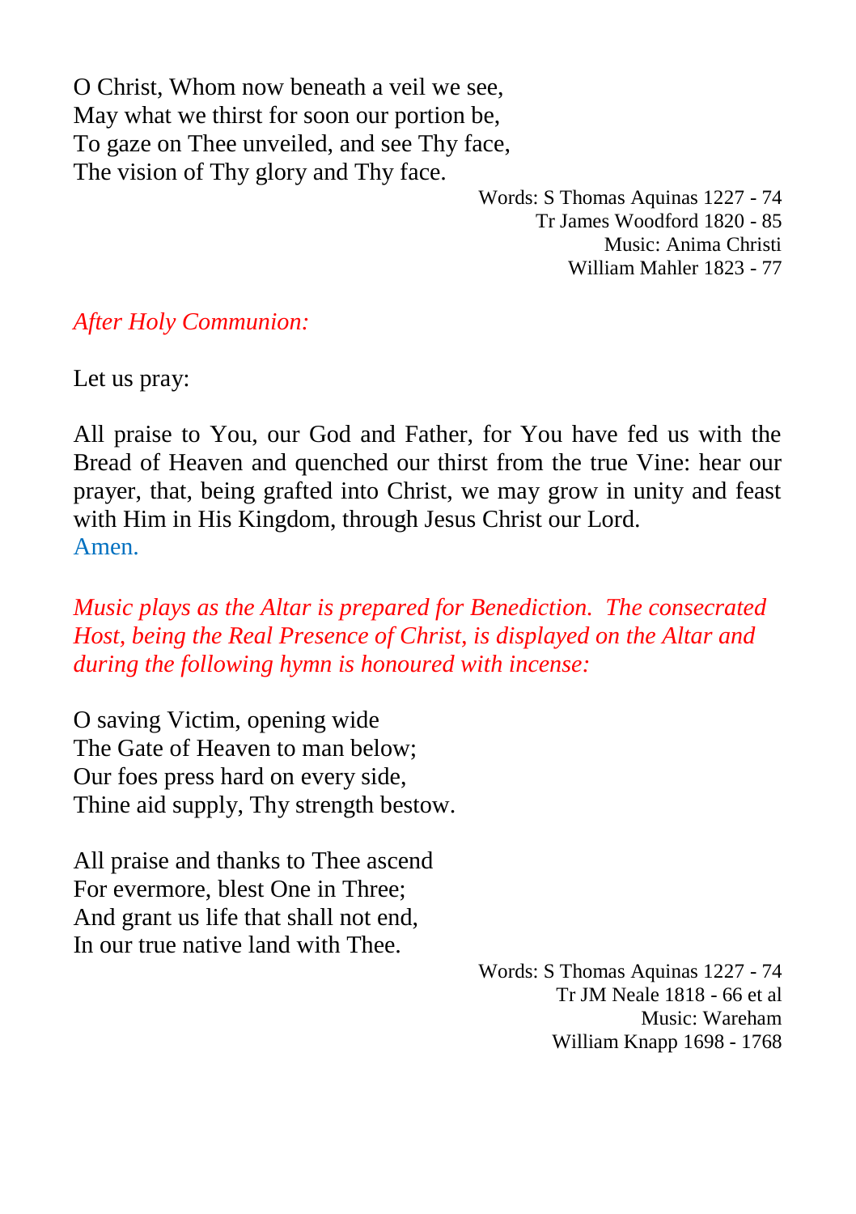O Christ, Whom now beneath a veil we see,
May what we thirst for soon our portion be,
To gaze on Thee unveiled, and see Thy face,
The vision of Thy glory and Thy face.

Words: S Thomas Aquinas 1227 - 74
Tr James Woodford 1820 - 85
Music: Anima Christi
William Mahler 1823 - 77

*After Holy Communion:*

Let us pray:

All praise to You, our God and Father, for You have fed us with the Bread of Heaven and quenched our thirst from the true Vine: hear our prayer, that, being grafted into Christ, we may grow in unity and feast with Him in His Kingdom, through Jesus Christ our Lord.
Amen.

*Music plays as the Altar is prepared for Benediction. The consecrated Host, being the Real Presence of Christ, is displayed on the Altar and during the following hymn is honoured with incense:*

O saving Victim, opening wide
The Gate of Heaven to man below;
Our foes press hard on every side,
Thine aid supply, Thy strength bestow.

All praise and thanks to Thee ascend
For evermore, blest One in Three;
And grant us life that shall not end,
In our true native land with Thee.

Words: S Thomas Aquinas 1227 - 74
Tr JM Neale 1818 - 66 et al
Music: Wareham
William Knapp 1698 - 1768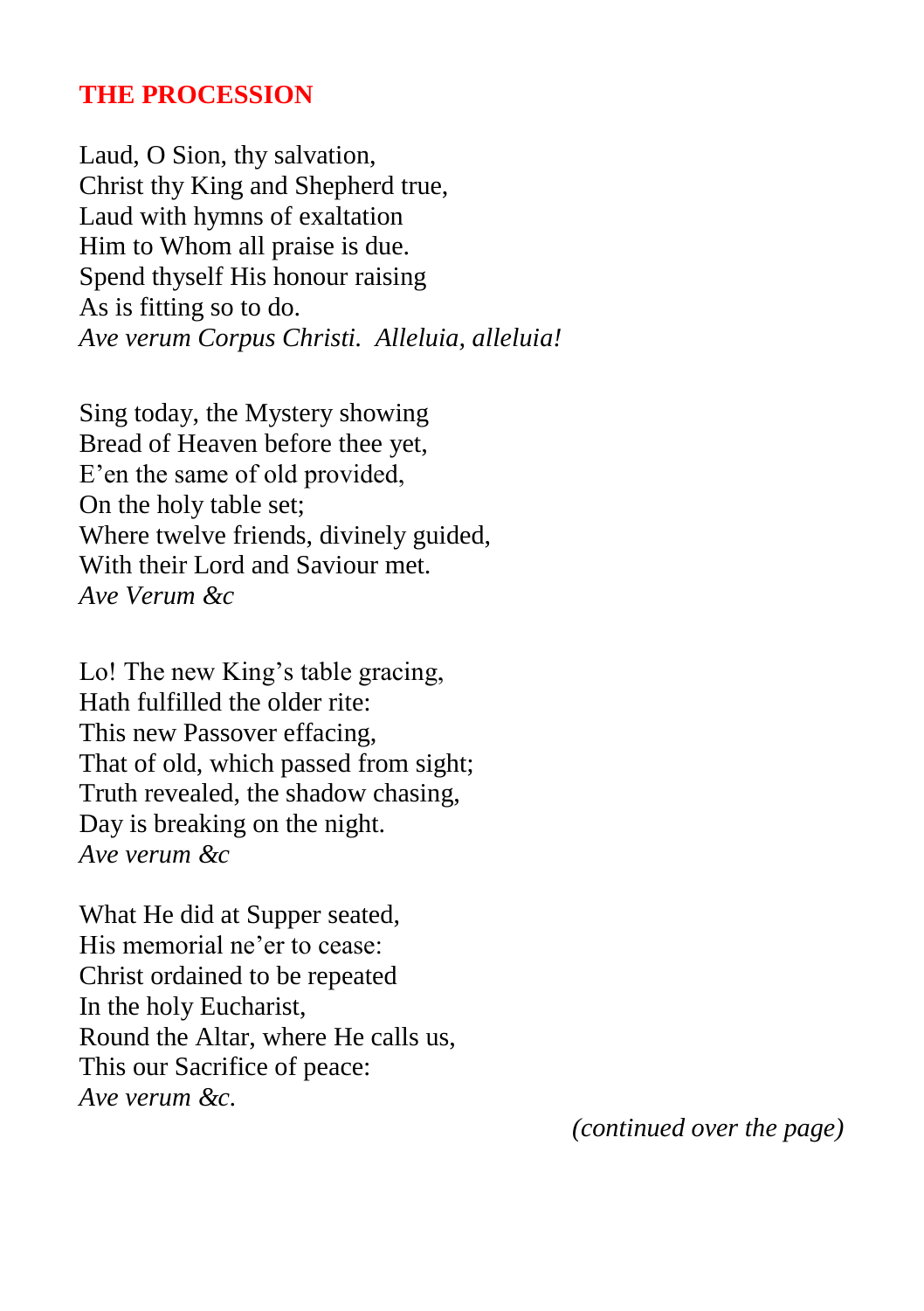## THE PROCESSION

Laud, O Sion, thy salvation,  
Christ thy King and Shepherd true,  
Laud with hymns of exaltation  
Him to Whom all praise is due.  
Spend thyself His honour raising  
As is fitting so to do.  
*Ave verum Corpus Christi. Alleluia, alleluia!*

Sing today, the Mystery showing  
Bread of Heaven before thee yet,  
E'en the same of old provided,  
On the holy table set;  
Where twelve friends, divinely guided,  
With their Lord and Saviour met.  
*Ave Verum &c*

Lo! The new King's table gracing,  
Hath fulfilled the older rite:  
This new Passover effacing,  
That of old, which passed from sight;  
Truth revealed, the shadow chasing,  
Day is breaking on the night.  
*Ave verum &c*

What He did at Supper seated,  
His memorial ne'er to cease:  
Christ ordained to be repeated  
In the holy Eucharist,  
Round the Altar, where He calls us,  
This our Sacrifice of peace:  
*Ave verum &c.*

*(continued over the page)*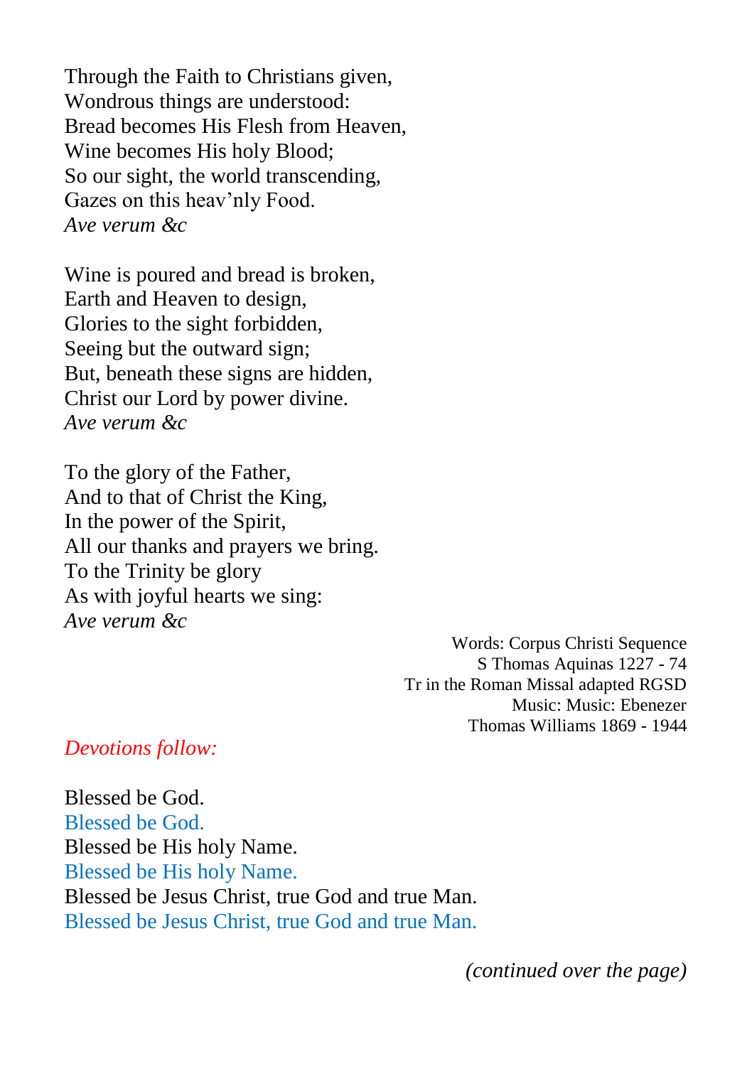Through the Faith to Christians given,  
Wondrous things are understood:  
Bread becomes His Flesh from Heaven,  
Wine becomes His holy Blood;  
So our sight, the world transcending,  
Gazes on this heav'nly Food.  
*Ave verum &c*

Wine is poured and bread is broken,  
Earth and Heaven to design,  
Glories to the sight forbidden,  
Seeing but the outward sign;  
But, beneath these signs are hidden,  
Christ our Lord by power divine.  
*Ave verum &c*

To the glory of the Father,  
And to that of Christ the King,  
In the power of the Spirit,  
All our thanks and prayers we bring.  
To the Trinity be glory  
As with joyful hearts we sing:  
*Ave verum &c*

Words: Corpus Christi Sequence  
S Thomas Aquinas 1227 - 74  
Tr in the Roman Missal adapted RGSD  
Music: Music: Ebenezer  
Thomas Williams 1869 - 1944

*Devotions follow:*

Blessed be God.  
Blessed be God.  
Blessed be His holy Name.  
Blessed be His holy Name.  
Blessed be Jesus Christ, true God and true Man.  
Blessed be Jesus Christ, true God and true Man.

*(continued over the page)*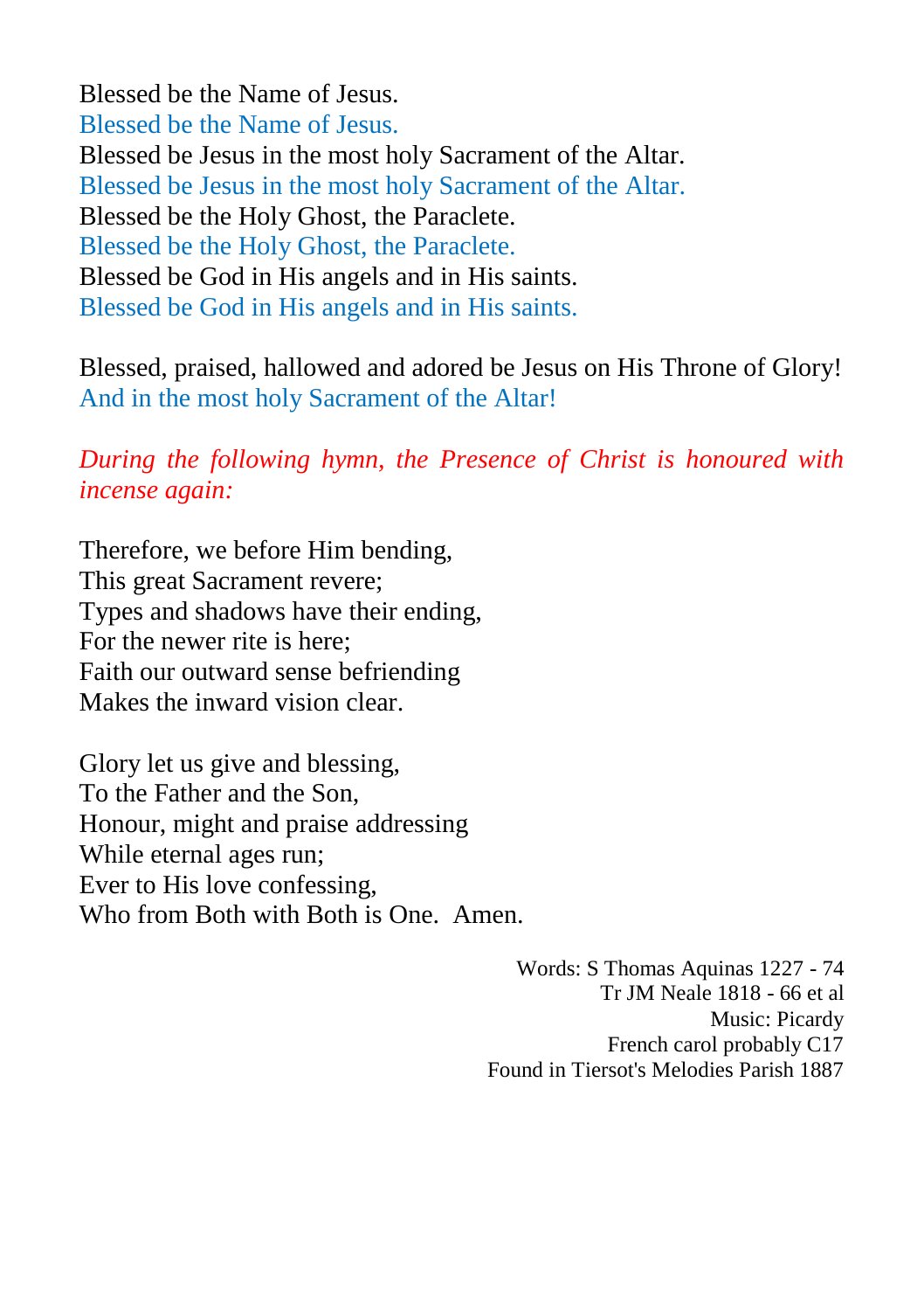Blessed be the Name of Jesus.
Blessed be the Name of Jesus.
Blessed be Jesus in the most holy Sacrament of the Altar.
Blessed be Jesus in the most holy Sacrament of the Altar.
Blessed be the Holy Ghost, the Paraclete.
Blessed be the Holy Ghost, the Paraclete.
Blessed be God in His angels and in His saints.
Blessed be God in His angels and in His saints.

Blessed, praised, hallowed and adored be Jesus on His Throne of Glory!
And in the most holy Sacrament of the Altar!

*During the following hymn, the Presence of Christ is honoured with incense again:*

Therefore, we before Him bending,
This great Sacrament revere;
Types and shadows have their ending,
For the newer rite is here;
Faith our outward sense befriending
Makes the inward vision clear.

Glory let us give and blessing,
To the Father and the Son,
Honour, might and praise addressing
While eternal ages run;
Ever to His love confessing,
Who from Both with Both is One.  Amen.

Words: S Thomas Aquinas 1227 - 74
Tr JM Neale 1818 - 66 et al
Music: Picardy
French carol probably C17
Found in Tiersot's Melodies Parish 1887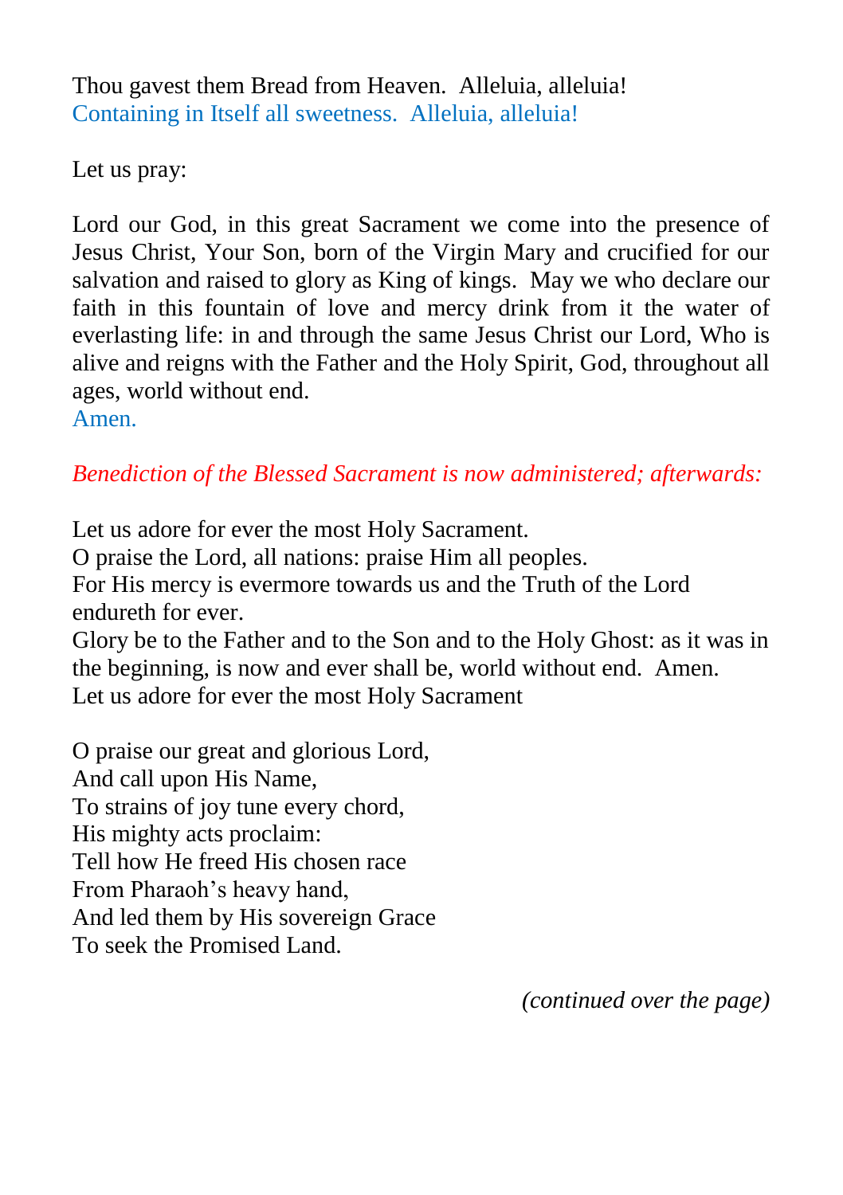Thou gavest them Bread from Heaven.  Alleluia, alleluia!
Containing in Itself all sweetness.  Alleluia, alleluia!

Let us pray:

Lord our God, in this great Sacrament we come into the presence of Jesus Christ, Your Son, born of the Virgin Mary and crucified for our salvation and raised to glory as King of kings.  May we who declare our faith in this fountain of love and mercy drink from it the water of everlasting life: in and through the same Jesus Christ our Lord, Who is alive and reigns with the Father and the Holy Spirit, God, throughout all ages, world without end.
Amen.

*Benediction of the Blessed Sacrament is now administered; afterwards:*

Let us adore for ever the most Holy Sacrament.
O praise the Lord, all nations: praise Him all peoples.
For His mercy is evermore towards us and the Truth of the Lord endureth for ever.
Glory be to the Father and to the Son and to the Holy Ghost: as it was in the beginning, is now and ever shall be, world without end.  Amen.
Let us adore for ever the most Holy Sacrament

O praise our great and glorious Lord,
And call upon His Name,
To strains of joy tune every chord,
His mighty acts proclaim:
Tell how He freed His chosen race
From Pharaoh's heavy hand,
And led them by His sovereign Grace
To seek the Promised Land.

*(continued over the page)*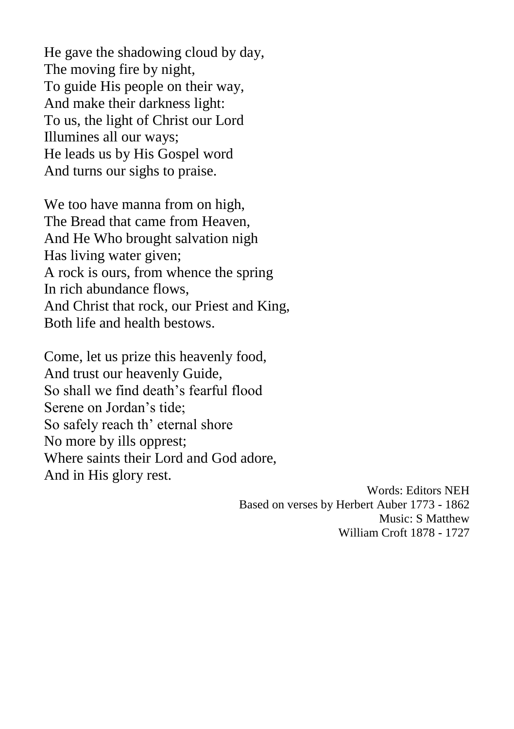He gave the shadowing cloud by day,
The moving fire by night,
To guide His people on their way,
And make their darkness light:
To us, the light of Christ our Lord
Illumines all our ways;
He leads us by His Gospel word
And turns our sighs to praise.

We too have manna from on high,
The Bread that came from Heaven,
And He Who brought salvation nigh
Has living water given;
A rock is ours, from whence the spring
In rich abundance flows,
And Christ that rock, our Priest and King,
Both life and health bestows.

Come, let us prize this heavenly food,
And trust our heavenly Guide,
So shall we find death's fearful flood
Serene on Jordan's tide;
So safely reach th' eternal shore
No more by ills opprest;
Where saints their Lord and God adore,
And in His glory rest.

Words: Editors NEH
Based on verses by Herbert Auber 1773 - 1862
Music: S Matthew
William Croft 1878 - 1727